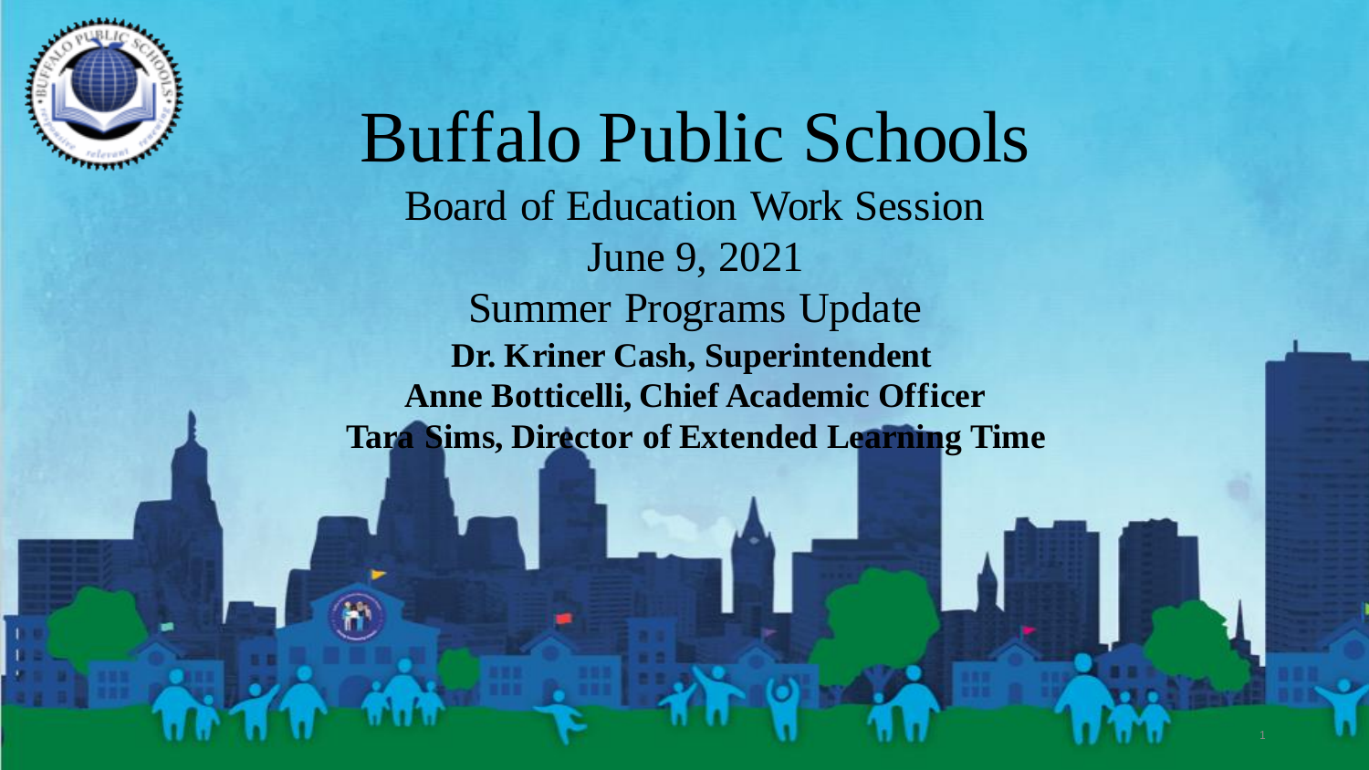# Buffalo Public Schools

## Board of Education Work Session

June 9, 2021

Summer Programs Update

**Dr. Kriner Cash, Superintendent**

**Anne Botticelli, Chief Academic Officer**

**Tara Sims, Director of Extended Learning Time**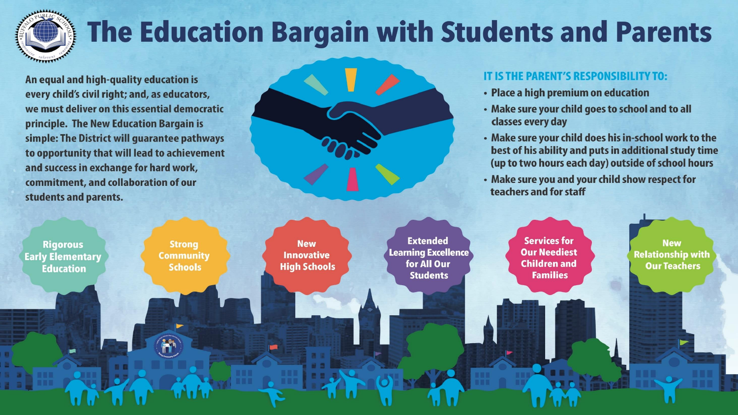# The Education Bargain with Students and Parents

An equal and high-quality education is every child's civil right; and, as educators, we must deliver on this essential democratic principle. The New Education Bargain is simple: The District will guarantee pathways to opportunity that will lead to achievement and success in exchange for hard work, commitment, and collaboration of our students and parents.

**IT IS THE PARENT'S RESPONSIBILITY TO:**

- Place a high premium on education
- Make sure your child goes to school and to all classes every day
- Make sure your child does his in-school work to the best of his ability and puts in additional study time (up to two hours each day) outside of school hours
- Make sure you and your child show respect for teachers and for staff

- Rigorous Early Elementary Education
- Strong Community Schools
- New Innovative High Schools
- Extended Learning Excellence for All Our Students
- Services for Our Neediest Children and Families
- New Relationship with Our Teachers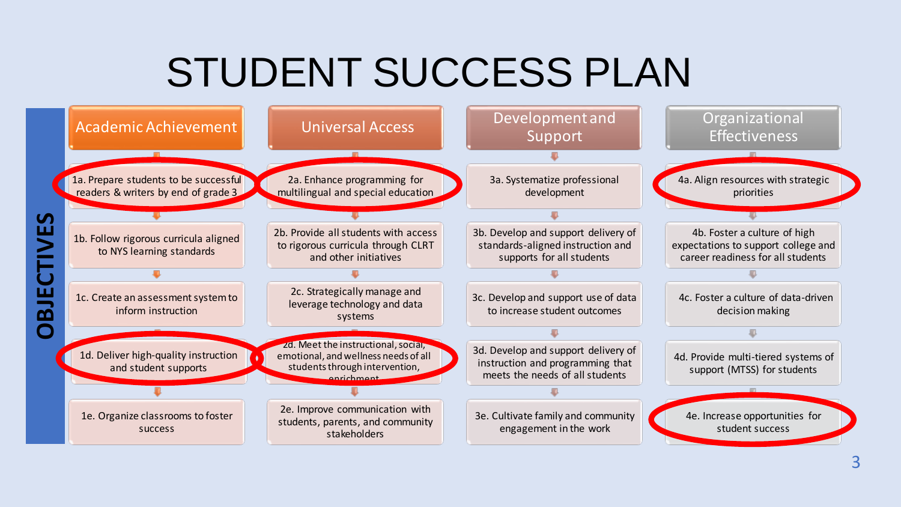# STUDENT SUCCESS PLAN

**OBJECTIVES**

| Academic Achievement | Universal Access | Development and Support | Organizational Effectiveness |
|---|---|---|---|
| 1a. Prepare students to be successful readers & writers by end of grade 3 | 2a. Enhance programming for multilingual and special education | 3a. Systematize professional development | 4a. Align resources with strategic priorities |
| 1b. Follow rigorous curricula aligned to NYS learning standards | 2b. Provide all students with access to rigorous curricula through CLRT and other initiatives | 3b. Develop and support delivery of standards-aligned instruction and supports for all students | 4b. Foster a culture of high expectations to support college and career readiness for all students |
| 1c. Create an assessment system to inform instruction | 2c. Strategically manage and leverage technology and data systems | 3c. Develop and support use of data to increase student outcomes | 4c. Foster a culture of data-driven decision making |
| 1d. Deliver high-quality instruction and student supports | 2d. Meet the instructional, social, emotional, and wellness needs of all students through intervention, enrichment | 3d. Develop and support delivery of instruction and programming that meets the needs of all students | 4d. Provide multi-tiered systems of support (MTSS) for students |
| 1e. Organize classrooms to foster success | 2e. Improve communication with students, parents, and community stakeholders | 3e. Cultivate family and community engagement in the work | 4e. Increase opportunities for student success |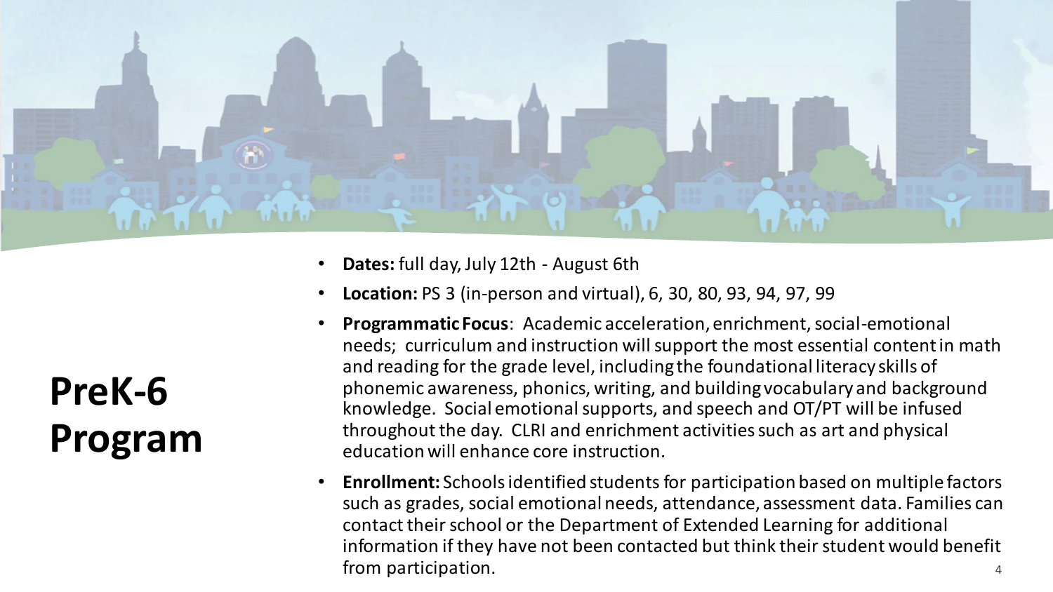# PreK-6 Program

- **Dates:** full day, July 12th - August 6th
- **Location:** PS 3 (in-person and virtual), 6, 30, 80, 93, 94, 97, 99
- **Programmatic Focus**: Academic acceleration, enrichment, social-emotional needs; curriculum and instruction will support the most essential content in math and reading for the grade level, including the foundational literacy skills of phonemic awareness, phonics, writing, and building vocabulary and background knowledge. Social emotional supports, and speech and OT/PT will be infused throughout the day. CLRI and enrichment activities such as art and physical education will enhance core instruction.
- **Enrollment:** Schools identified students for participation based on multiple factors such as grades, social emotional needs, attendance, assessment data. Families can contact their school or the Department of Extended Learning for additional information if they have not been contacted but think their student would benefit from participation.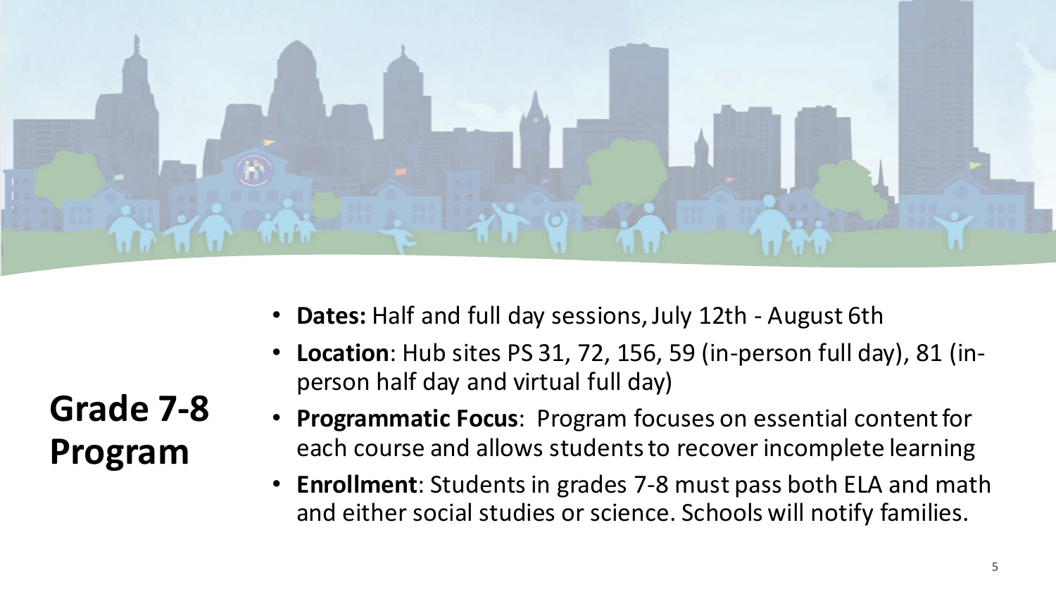# Grade 7-8 Program

- **Dates:** Half and full day sessions, July 12th - August 6th
- **Location**: Hub sites PS 31, 72, 156, 59 (in-person full day), 81 (in-person half day and virtual full day)
- **Programmatic Focus**: Program focuses on essential content for each course and allows students to recover incomplete learning
- **Enrollment**: Students in grades 7-8 must pass both ELA and math and either social studies or science. Schools will notify families.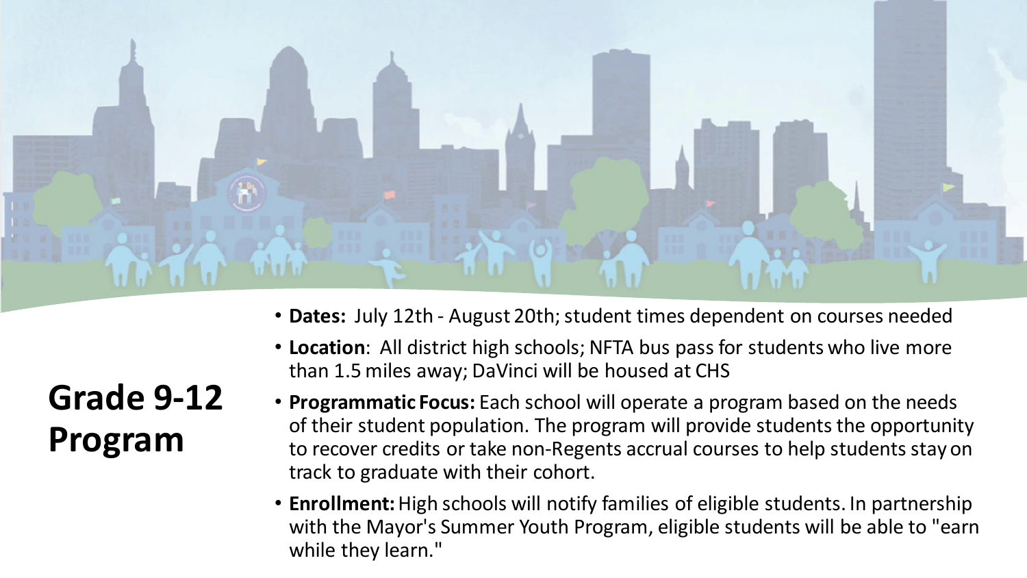# Grade 9-12 Program

- **Dates:** July 12th - August 20th; student times dependent on courses needed
- **Location**: All district high schools; NFTA bus pass for students who live more than 1.5 miles away; DaVinci will be housed at CHS
- **Programmatic Focus:** Each school will operate a program based on the needs of their student population. The program will provide students the opportunity to recover credits or take non-Regents accrual courses to help students stay on track to graduate with their cohort.
- **Enrollment:** High schools will notify families of eligible students. In partnership with the Mayor's Summer Youth Program, eligible students will be able to "earn while they learn."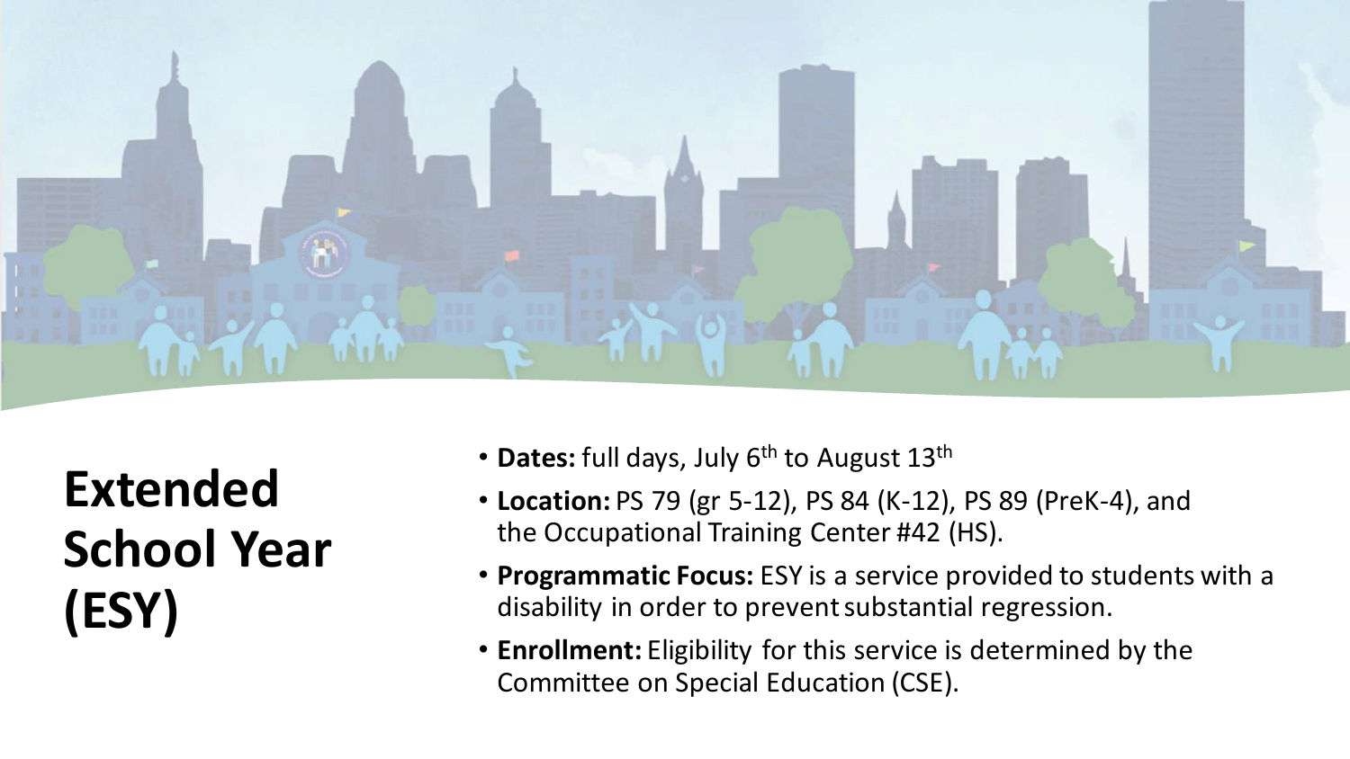# Extended School Year (ESY)

- **Dates:** full days, July 6th to August 13th
- **Location:** PS 79 (gr 5-12), PS 84 (K-12), PS 89 (PreK-4), and the Occupational Training Center #42 (HS).
- **Programmatic Focus:** ESY is a service provided to students with a disability in order to prevent substantial regression.
- **Enrollment:** Eligibility for this service is determined by the Committee on Special Education (CSE).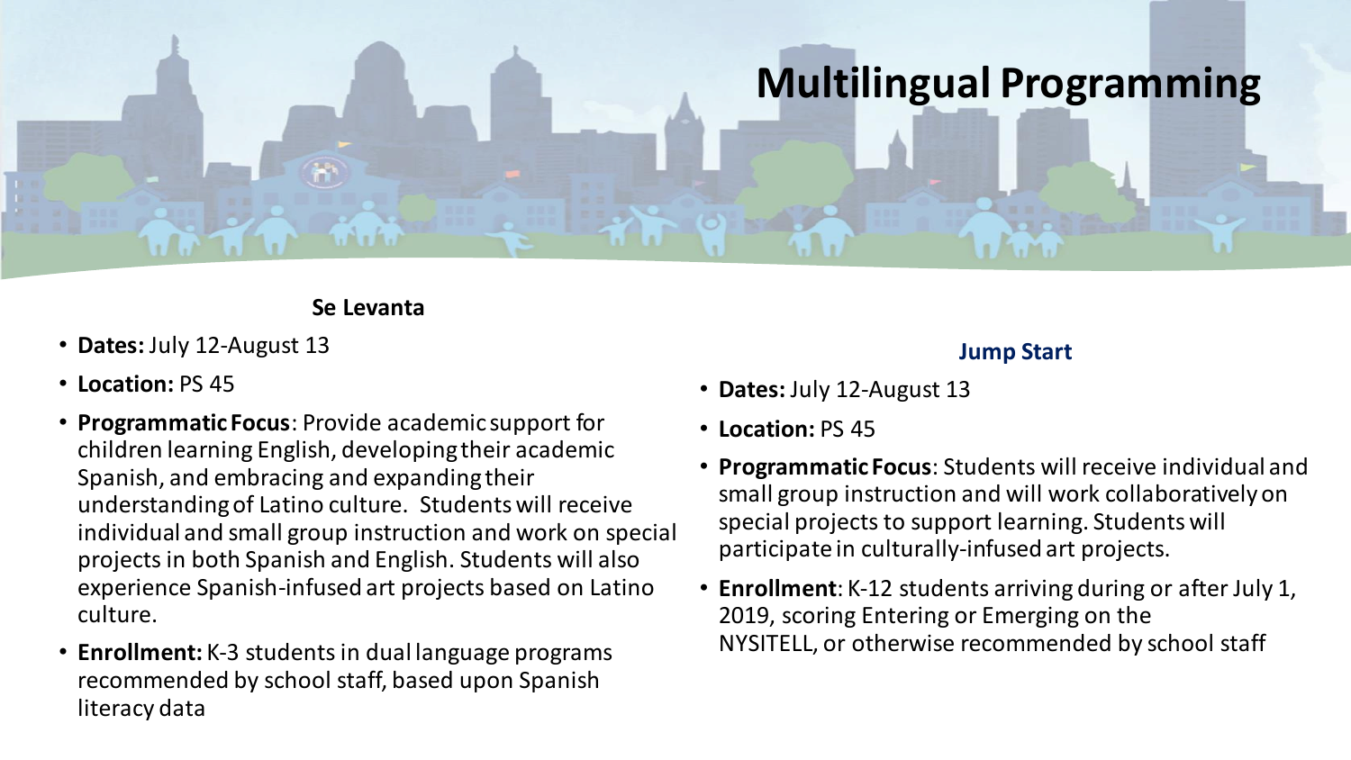# Multilingual Programming

### Se Levanta

- **Dates:** July 12-August 13
- **Location:** PS 45
- **Programmatic Focus**: Provide academic support for children learning English, developing their academic Spanish, and embracing and expanding their understanding of Latino culture. Students will receive individual and small group instruction and work on special projects in both Spanish and English. Students will also experience Spanish-infused art projects based on Latino culture.
- **Enrollment:** K-3 students in dual language programs recommended by school staff, based upon Spanish literacy data

### Jump Start

- **Dates:** July 12-August 13
- **Location:** PS 45
- **Programmatic Focus**: Students will receive individual and small group instruction and will work collaboratively on special projects to support learning. Students will participate in culturally-infused art projects.
- **Enrollment**: K-12 students arriving during or after July 1, 2019, scoring Entering or Emerging on the NYSITELL, or otherwise recommended by school staff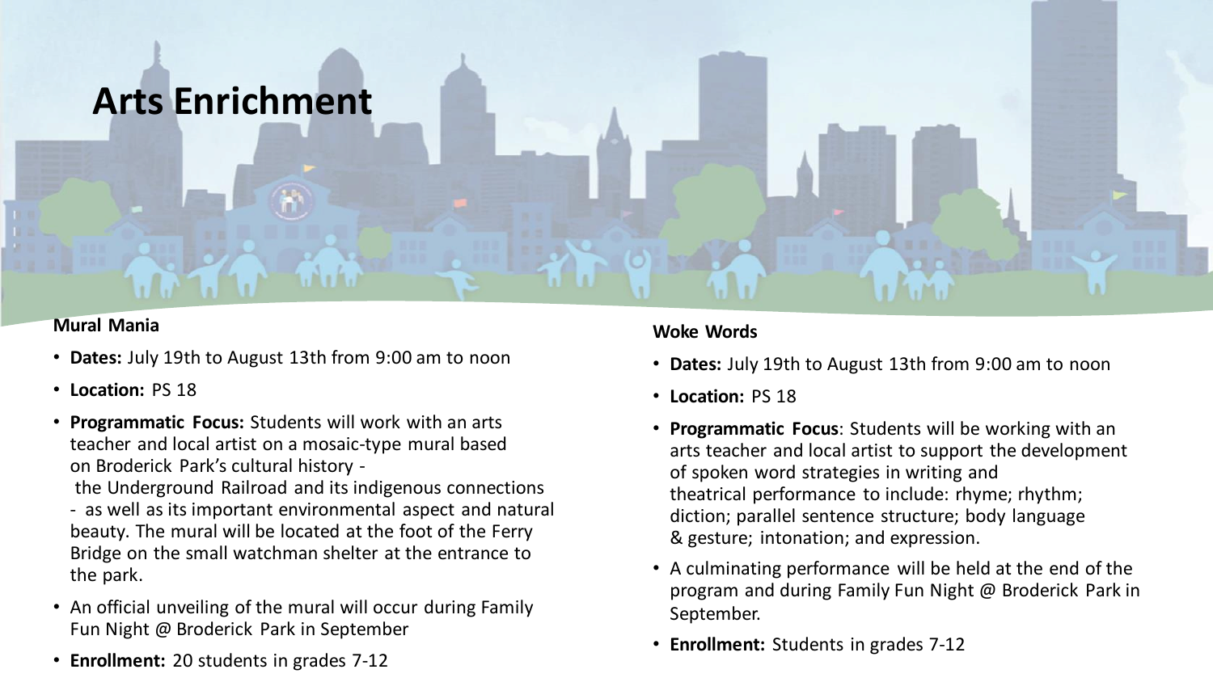# Arts Enrichment

### Mural Mania

- **Dates:** July 19th to August 13th from 9:00 am to noon
- **Location:** PS 18
- **Programmatic Focus:** Students will work with an arts teacher and local artist on a mosaic-type mural based on Broderick Park's cultural history - the Underground Railroad and its indigenous connections - as well as its important environmental aspect and natural beauty. The mural will be located at the foot of the Ferry Bridge on the small watchman shelter at the entrance to the park.
- An official unveiling of the mural will occur during Family Fun Night @ Broderick Park in September
- **Enrollment:** 20 students in grades 7-12

### Woke Words

- **Dates:** July 19th to August 13th from 9:00 am to noon
- **Location:** PS 18
- **Programmatic Focus**: Students will be working with an arts teacher and local artist to support the development of spoken word strategies in writing and theatrical performance to include: rhyme; rhythm; diction; parallel sentence structure; body language & gesture; intonation; and expression.
- A culminating performance will be held at the end of the program and during Family Fun Night @ Broderick Park in September.
- **Enrollment:** Students in grades 7-12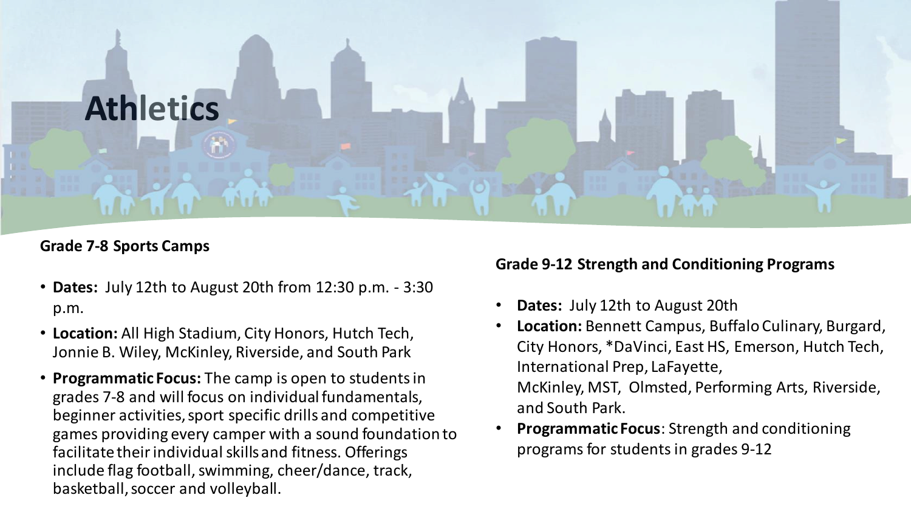# Athletics

## Grade 7-8 Sports Camps

- **Dates:** July 12th to August 20th from 12:30 p.m. - 3:30 p.m.
- **Location:** All High Stadium, City Honors, Hutch Tech, Jonnie B. Wiley, McKinley, Riverside, and South Park
- **Programmatic Focus:** The camp is open to students in grades 7-8 and will focus on individual fundamentals, beginner activities, sport specific drills and competitive games providing every camper with a sound foundation to facilitate their individual skills and fitness. Offerings include flag football, swimming, cheer/dance, track, basketball, soccer and volleyball.

## Grade 9-12 Strength and Conditioning Programs

- **Dates:** July 12th to August 20th
- **Location:** Bennett Campus, Buffalo Culinary, Burgard, City Honors, *DaVinci, East HS, Emerson, Hutch Tech, International Prep, LaFayette, McKinley, MST, Olmsted, Performing Arts, Riverside, and South Park.
- **Programmatic Focus**: Strength and conditioning programs for students in grades 9-12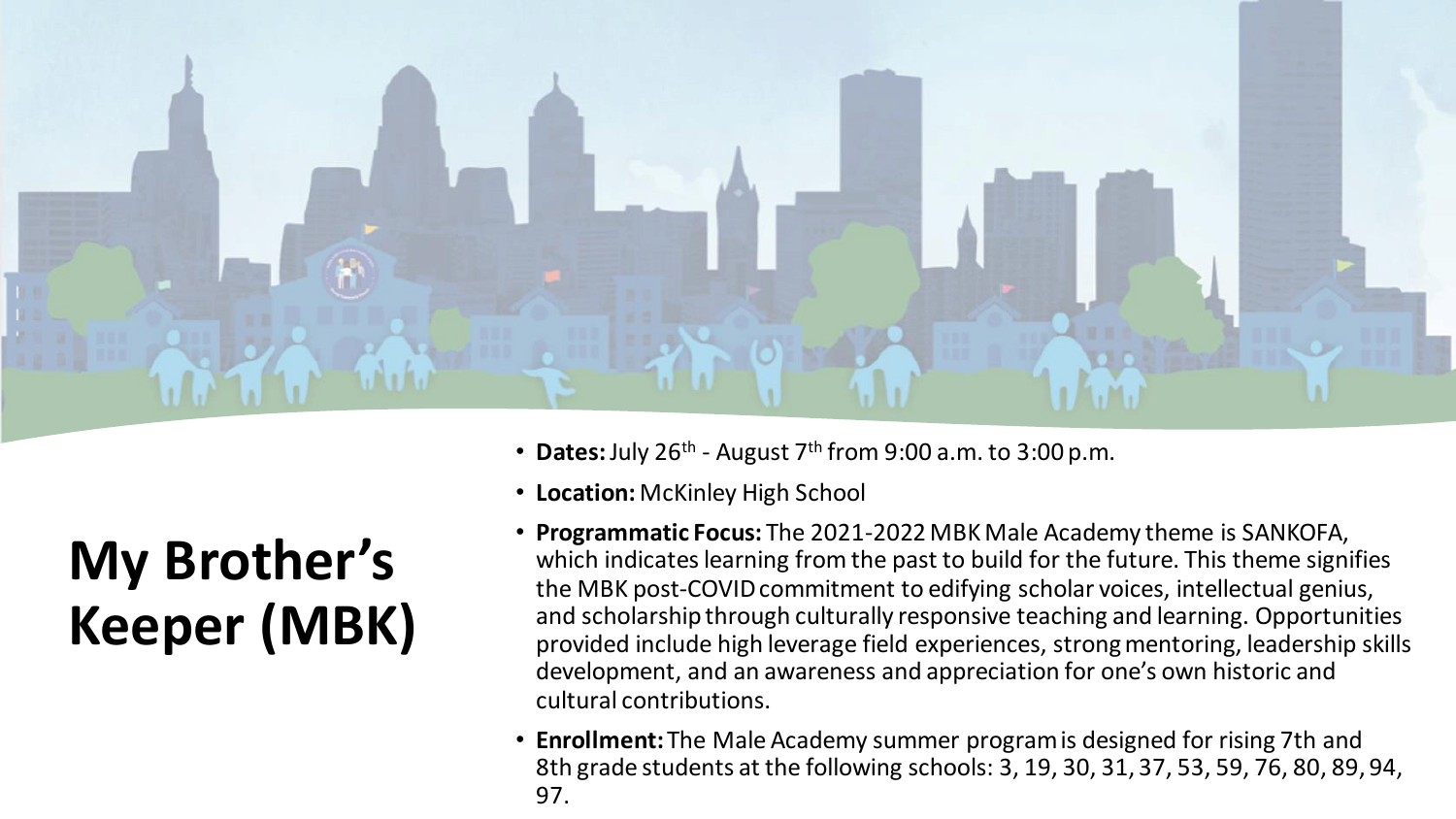# My Brother's Keeper (MBK)

- **Dates:** July 26th - August 7th from 9:00 a.m. to 3:00 p.m.
- **Location:** McKinley High School
- **Programmatic Focus:** The 2021-2022 MBK Male Academy theme is SANKOFA, which indicates learning from the past to build for the future. This theme signifies the MBK post-COVID commitment to edifying scholar voices, intellectual genius, and scholarship through culturally responsive teaching and learning. Opportunities provided include high leverage field experiences, strong mentoring, leadership skills development, and an awareness and appreciation for one's own historic and cultural contributions.
- **Enrollment:** The Male Academy summer program is designed for rising 7th and 8th grade students at the following schools: 3, 19, 30, 31, 37, 53, 59, 76, 80, 89, 94, 97.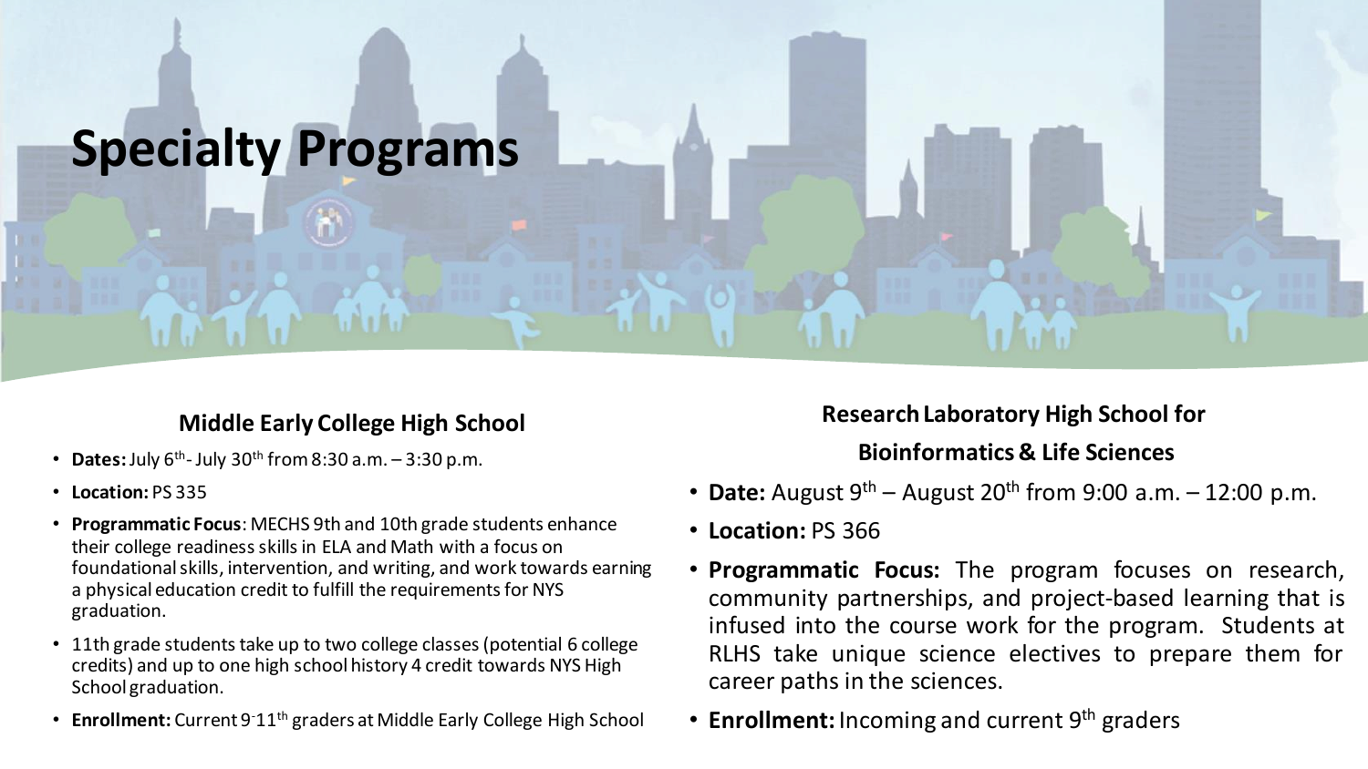# Specialty Programs

## Middle Early College High School

- **Dates:** July 6th - July 30th from 8:30 a.m. – 3:30 p.m.
- **Location:** PS 335
- **Programmatic Focus**: MECHS 9th and 10th grade students enhance their college readiness skills in ELA and Math with a focus on foundational skills, intervention, and writing, and work towards earning a physical education credit to fulfill the requirements for NYS graduation.
- 11th grade students take up to two college classes (potential 6 college credits) and up to one high school history 4 credit towards NYS High School graduation.
- **Enrollment:** Current 9-11th graders at Middle Early College High School

## Research Laboratory High School for Bioinformatics & Life Sciences

- **Date:** August 9th – August 20th from 9:00 a.m. – 12:00 p.m.
- **Location:** PS 366
- **Programmatic Focus:** The program focuses on research, community partnerships, and project-based learning that is infused into the course work for the program. Students at RLHS take unique science electives to prepare them for career paths in the sciences.
- **Enrollment:** Incoming and current 9th graders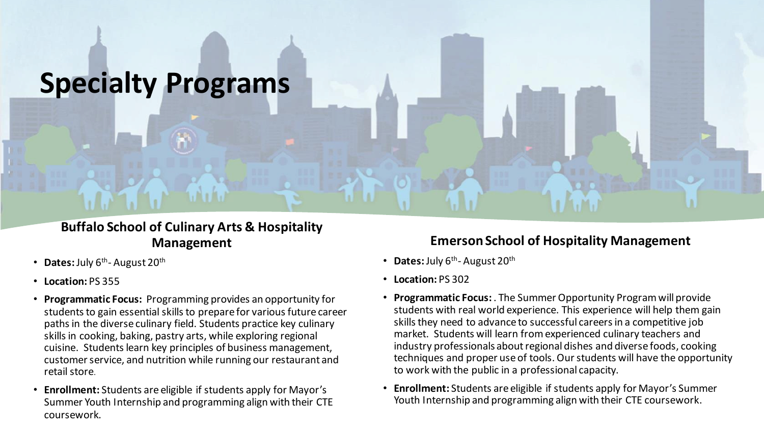# Specialty Programs

### Buffalo School of Culinary Arts & Hospitality Management

- **Dates:** July 6th- August 20th
- **Location:** PS 355
- **Programmatic Focus:** Programming provides an opportunity for students to gain essential skills to prepare for various future career paths in the diverse culinary field. Students practice key culinary skills in cooking, baking, pastry arts, while exploring regional cuisine. Students learn key principles of business management, customer service, and nutrition while running our restaurant and retail store.
- **Enrollment:** Students are eligible if students apply for Mayor's Summer Youth Internship and programming align with their CTE coursework.

### Emerson School of Hospitality Management

- **Dates:** July 6th- August 20th
- **Location:** PS 302
- **Programmatic Focus:** . The Summer Opportunity Program will provide students with real world experience. This experience will help them gain skills they need to advance to successful careers in a competitive job market. Students will learn from experienced culinary teachers and industry professionals about regional dishes and diverse foods, cooking techniques and proper use of tools. Our students will have the opportunity to work with the public in a professional capacity.
- **Enrollment:** Students are eligible if students apply for Mayor's Summer Youth Internship and programming align with their CTE coursework.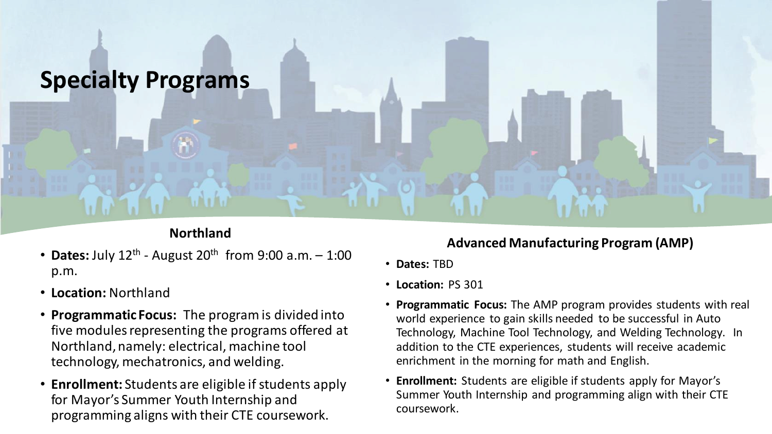# Specialty Programs

## Northland

- **Dates:** July 12th - August 20th from 9:00 a.m. – 1:00 p.m.
- **Location:** Northland
- **Programmatic Focus:** The program is divided into five modules representing the programs offered at Northland, namely: electrical, machine tool technology, mechatronics, and welding.
- **Enrollment:** Students are eligible if students apply for Mayor's Summer Youth Internship and programming aligns with their CTE coursework.

## Advanced Manufacturing Program (AMP)

- **Dates:** TBD
- **Location:** PS 301
- **Programmatic Focus:** The AMP program provides students with real world experience to gain skills needed to be successful in Auto Technology, Machine Tool Technology, and Welding Technology. In addition to the CTE experiences, students will receive academic enrichment in the morning for math and English.
- **Enrollment:** Students are eligible if students apply for Mayor's Summer Youth Internship and programming align with their CTE coursework.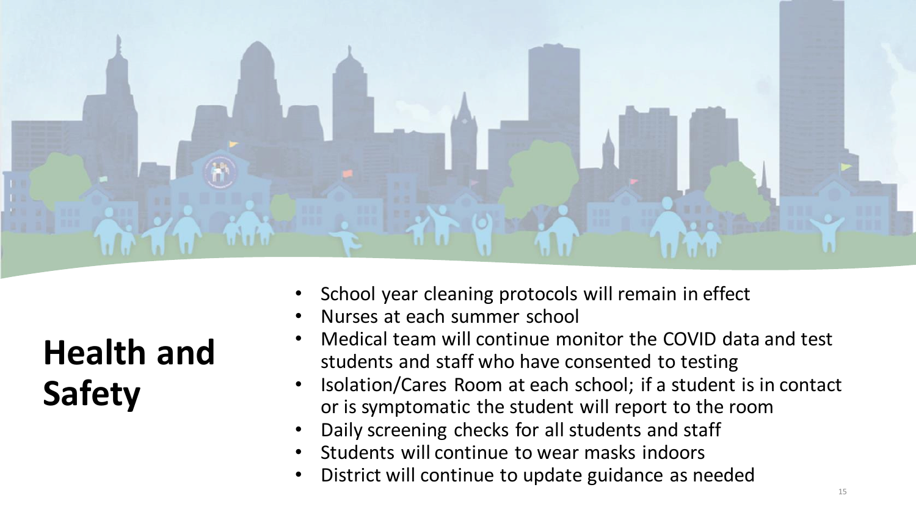# Health and Safety

- School year cleaning protocols will remain in effect
- Nurses at each summer school
- Medical team will continue monitor the COVID data and test students and staff who have consented to testing
- Isolation/Cares Room at each school; if a student is in contact or is symptomatic the student will report to the room
- Daily screening checks for all students and staff
- Students will continue to wear masks indoors
- District will continue to update guidance as needed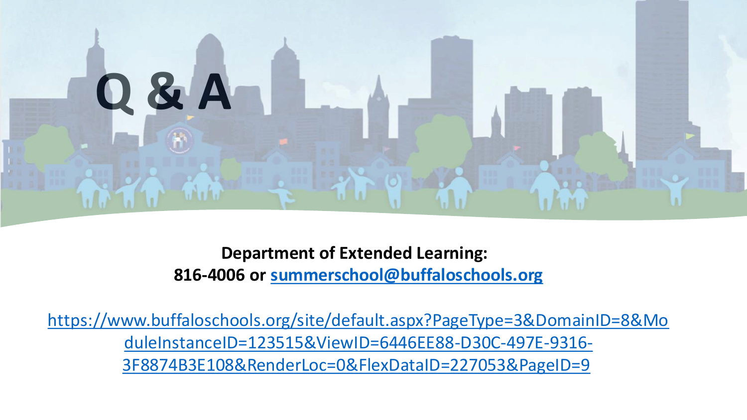# Q & A

**Department of Extended Learning:**
**816-4006 or summerschool@buffaloschools.org**

https://www.buffaloschools.org/site/default.aspx?PageType=3&DomainID=8&ModuleInstanceID=123515&ViewID=6446EE88-D30C-497E-9316-3F8874B3E108&RenderLoc=0&FlexDataID=227053&PageID=9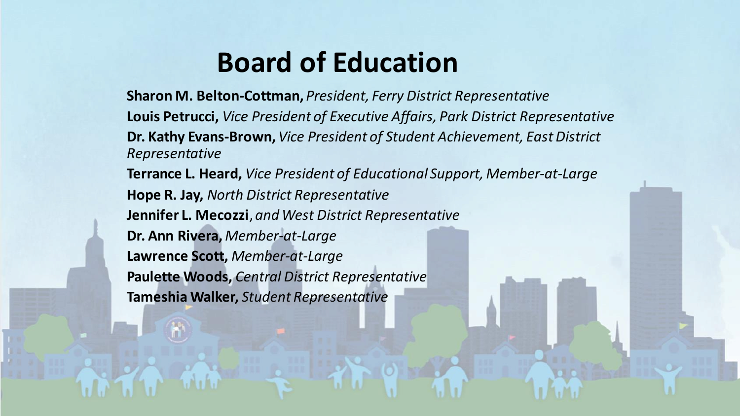# Board of Education

**Sharon M. Belton-Cottman,** *President, Ferry District Representative*
**Louis Petrucci,** *Vice President of Executive Affairs, Park District Representative*
**Dr. Kathy Evans-Brown,** *Vice President of Student Achievement, East District Representative*
**Terrance L. Heard,** *Vice President of Educational Support, Member-at-Large*
**Hope R. Jay,** *North District Representative*
**Jennifer L. Mecozzi**, *and West District Representative*
**Dr. Ann Rivera,** *Member-at-Large*
**Lawrence Scott**, *Member-at-Large*
**Paulette Woods,** *Central District Representative*
**Tameshia Walker,** *Student Representative*